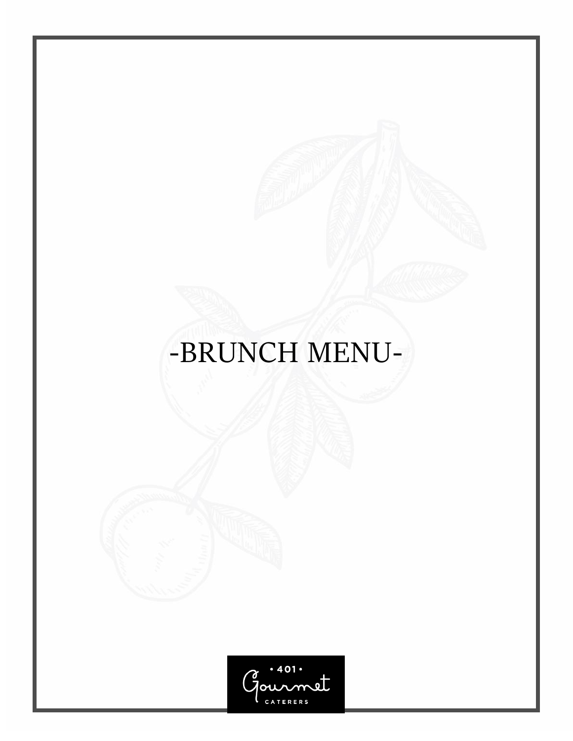# -BRUNCH MENU-

• 401 •
Gourmet
CATERERS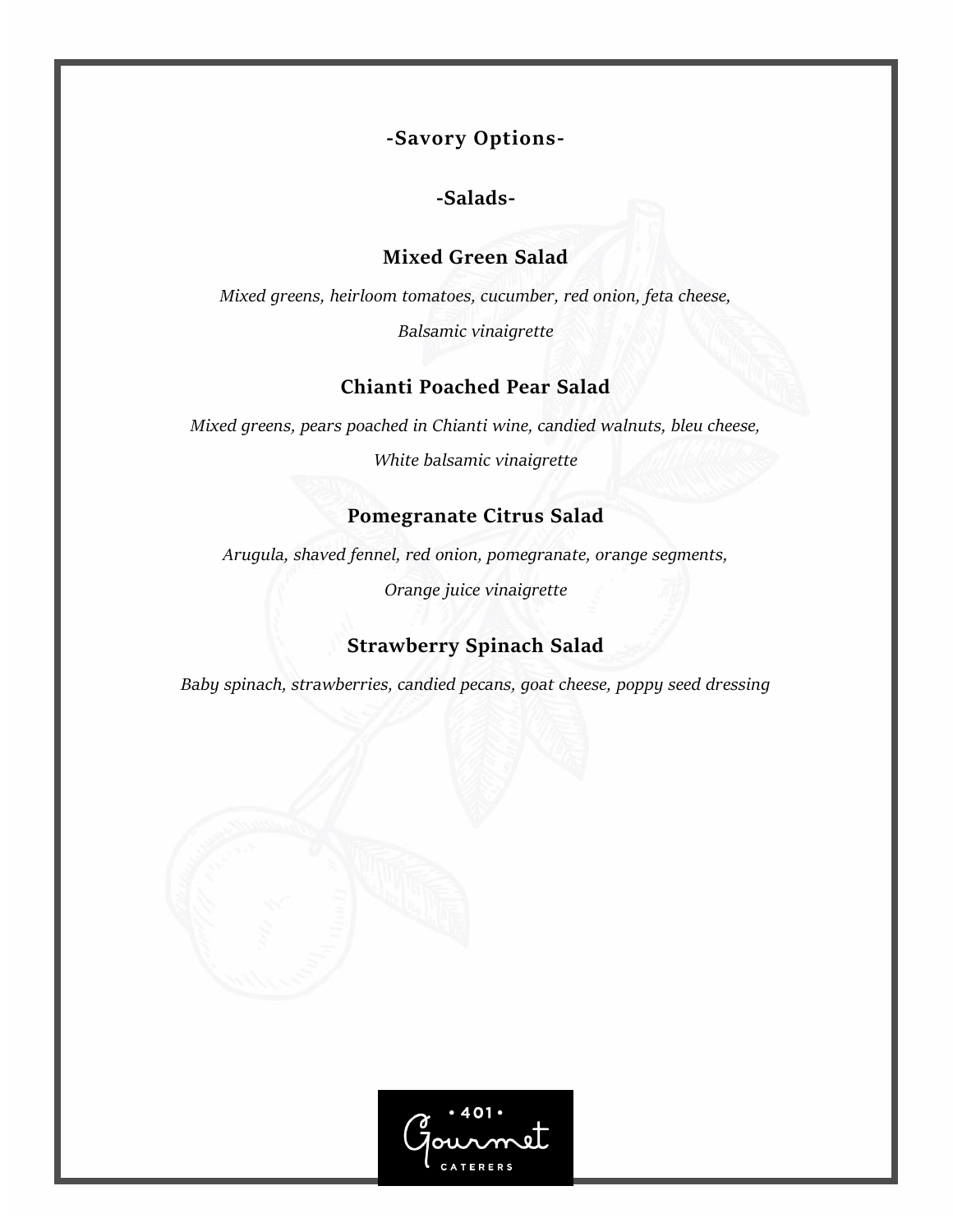## -Savory Options-

### -Salads-

**Mixed Green Salad**

*Mixed greens, heirloom tomatoes, cucumber, red onion, feta cheese,*
*Balsamic vinaigrette*

**Chianti Poached Pear Salad**

*Mixed greens, pears poached in Chianti wine, candied walnuts, bleu cheese,*
*White balsamic vinaigrette*

**Pomegranate Citrus Salad**

*Arugula, shaved fennel, red onion, pomegranate, orange segments,*
*Orange juice vinaigrette*

**Strawberry Spinach Salad**

*Baby spinach, strawberries, candied pecans, goat cheese, poppy seed dressing*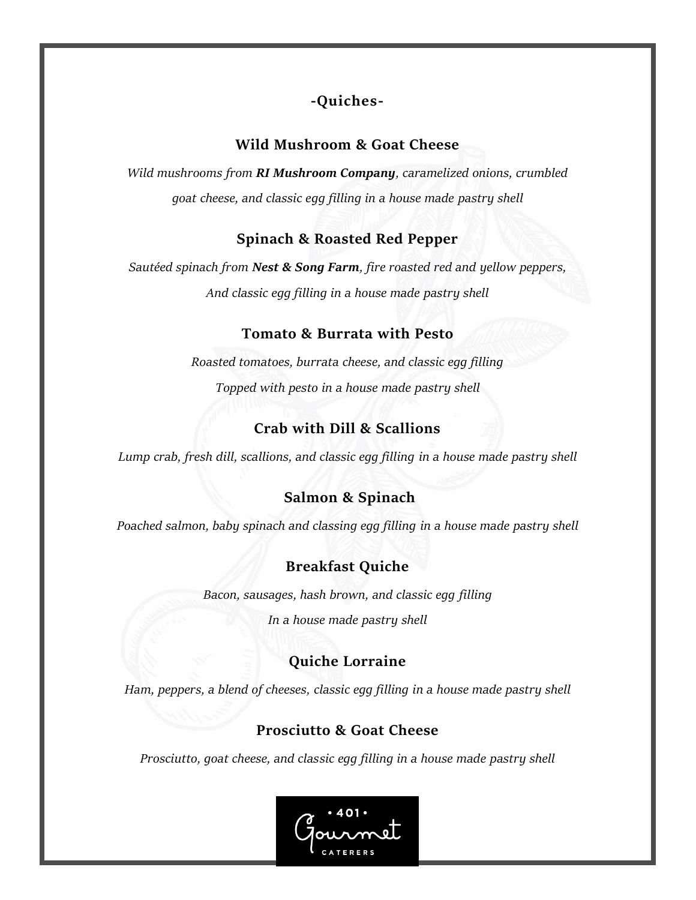## -Quiches-

### Wild Mushroom & Goat Cheese

*Wild mushrooms from **RI Mushroom Company**, caramelized onions, crumbled goat cheese, and classic egg filling in a house made pastry shell*

### Spinach & Roasted Red Pepper

*Sautéed spinach from **Nest & Song Farm**, fire roasted red and yellow peppers, And classic egg filling in a house made pastry shell*

### Tomato & Burrata with Pesto

*Roasted tomatoes, burrata cheese, and classic egg filling Topped with pesto in a house made pastry shell*

### Crab with Dill & Scallions

*Lump crab, fresh dill, scallions, and classic egg filling in a house made pastry shell*

### Salmon & Spinach

*Poached salmon, baby spinach and classing egg filling in a house made pastry shell*

### Breakfast Quiche

*Bacon, sausages, hash brown, and classic egg filling In a house made pastry shell*

### Quiche Lorraine

*Ham, peppers, a blend of cheeses, classic egg filling in a house made pastry shell*

### Prosciutto & Goat Cheese

*Prosciutto, goat cheese, and classic egg filling in a house made pastry shell*

• 401 • Gourmet CATERERS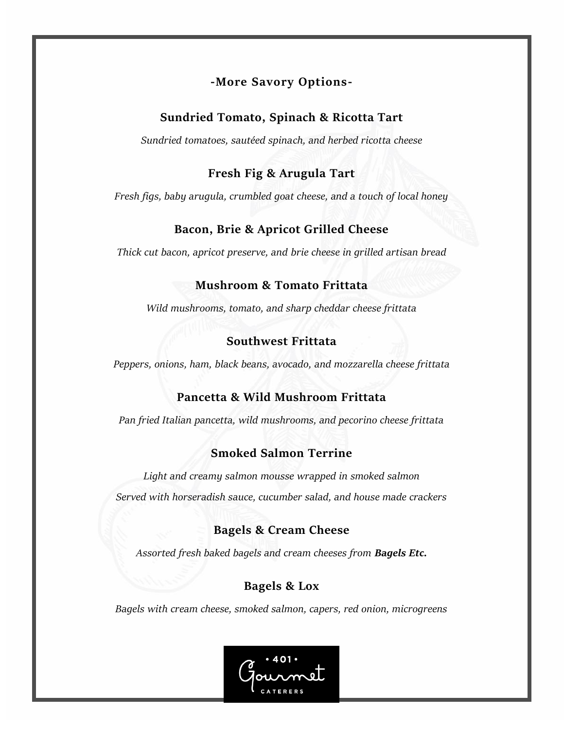## -More Savory Options-

### Sundried Tomato, Spinach & Ricotta Tart

*Sundried tomatoes, sautéed spinach, and herbed ricotta cheese*

### Fresh Fig & Arugula Tart

*Fresh figs, baby arugula, crumbled goat cheese, and a touch of local honey*

### Bacon, Brie & Apricot Grilled Cheese

*Thick cut bacon, apricot preserve, and brie cheese in grilled artisan bread*

### Mushroom & Tomato Frittata

*Wild mushrooms, tomato, and sharp cheddar cheese frittata*

### Southwest Frittata

*Peppers, onions, ham, black beans, avocado, and mozzarella cheese frittata*

### Pancetta & Wild Mushroom Frittata

*Pan fried Italian pancetta, wild mushrooms, and pecorino cheese frittata*

### Smoked Salmon Terrine

*Light and creamy salmon mousse wrapped in smoked salmon*

*Served with horseradish sauce, cucumber salad, and house made crackers*

### Bagels & Cream Cheese

*Assorted fresh baked bagels and cream cheeses from* ***Bagels Etc.***

### Bagels & Lox

*Bagels with cream cheese, smoked salmon, capers, red onion, microgreens*

• 401 • Gourmet CATERERS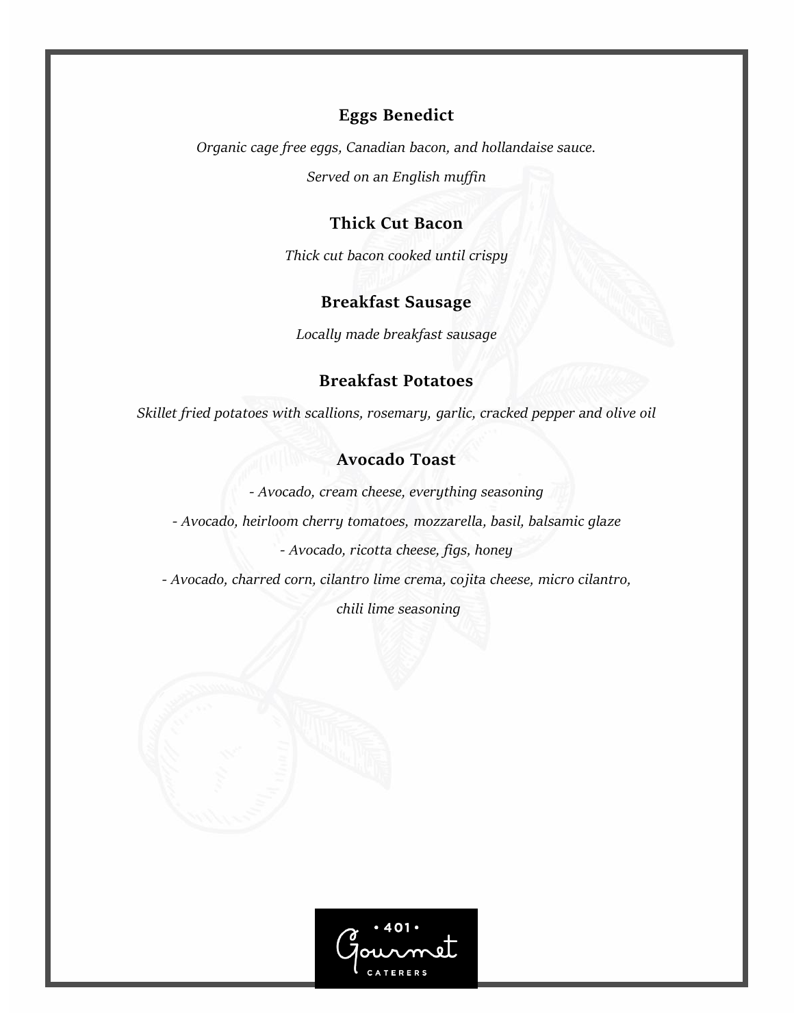### Eggs Benedict

*Organic cage free eggs, Canadian bacon, and hollandaise sauce.*

*Served on an English muffin*

### Thick Cut Bacon

*Thick cut bacon cooked until crispy*

### Breakfast Sausage

*Locally made breakfast sausage*

### Breakfast Potatoes

*Skillet fried potatoes with scallions, rosemary, garlic, cracked pepper and olive oil*

### Avocado Toast

*- Avocado, cream cheese, everything seasoning*

*- Avocado, heirloom cherry tomatoes, mozzarella, basil, balsamic glaze*

*- Avocado, ricotta cheese, figs, honey*

*- Avocado, charred corn, cilantro lime crema, cojita cheese, micro cilantro, chili lime seasoning*

• 401 • Gourmet CATERERS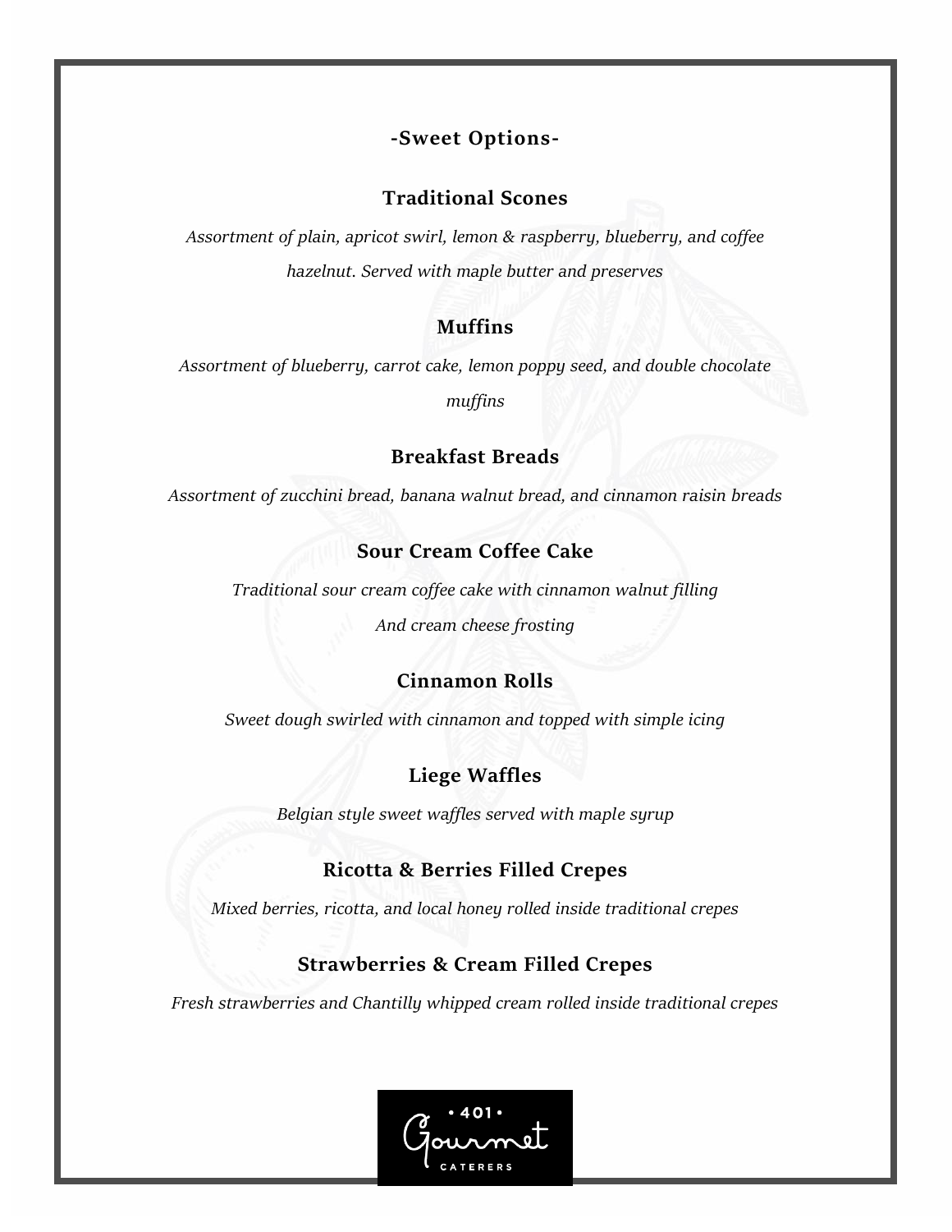## -Sweet Options-

### Traditional Scones

*Assortment of plain, apricot swirl, lemon & raspberry, blueberry, and coffee hazelnut. Served with maple butter and preserves*

### Muffins

*Assortment of blueberry, carrot cake, lemon poppy seed, and double chocolate muffins*

### Breakfast Breads

*Assortment of zucchini bread, banana walnut bread, and cinnamon raisin breads*

### Sour Cream Coffee Cake

*Traditional sour cream coffee cake with cinnamon walnut filling*
*And cream cheese frosting*

### Cinnamon Rolls

*Sweet dough swirled with cinnamon and topped with simple icing*

### Liege Waffles

*Belgian style sweet waffles served with maple syrup*

### Ricotta & Berries Filled Crepes

*Mixed berries, ricotta, and local honey rolled inside traditional crepes*

### Strawberries & Cream Filled Crepes

*Fresh strawberries and Chantilly whipped cream rolled inside traditional crepes*

• 401 • Gourmet CATERERS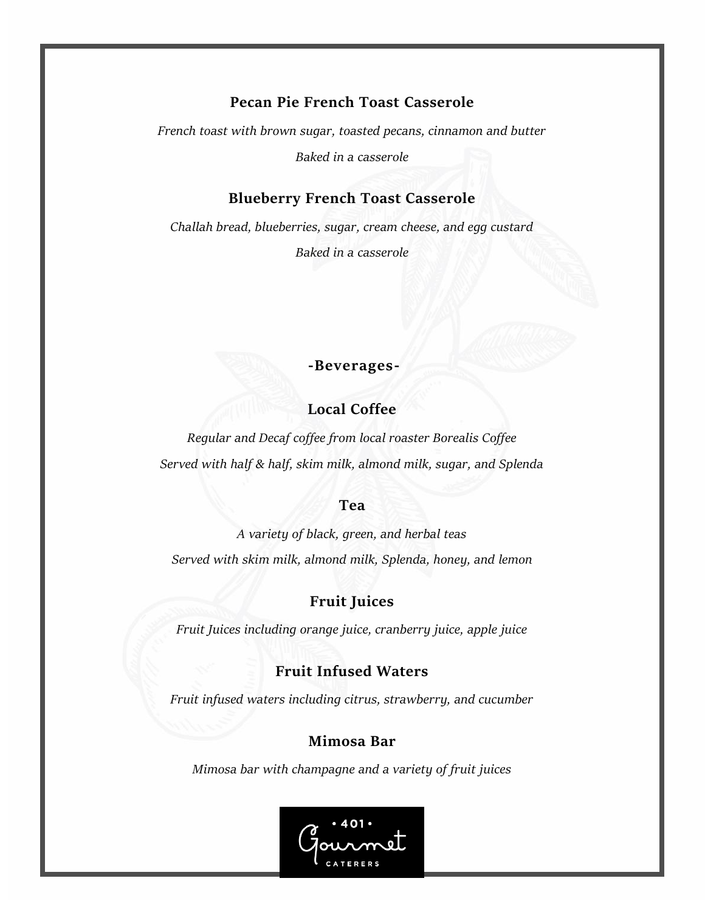### Pecan Pie French Toast Casserole

*French toast with brown sugar, toasted pecans, cinnamon and butter*

*Baked in a casserole*

### Blueberry French Toast Casserole

*Challah bread, blueberries, sugar, cream cheese, and egg custard*

*Baked in a casserole*

## -Beverages-

### Local Coffee

*Regular and Decaf coffee from local roaster Borealis Coffee*

*Served with half & half, skim milk, almond milk, sugar, and Splenda*

### Tea

*A variety of black, green, and herbal teas*

*Served with skim milk, almond milk, Splenda, honey, and lemon*

### Fruit Juices

*Fruit Juices including orange juice, cranberry juice, apple juice*

### Fruit Infused Waters

*Fruit infused waters including citrus, strawberry, and cucumber*

### Mimosa Bar

*Mimosa bar with champagne and a variety of fruit juices*

• 401 •
Gourmet
CATERERS